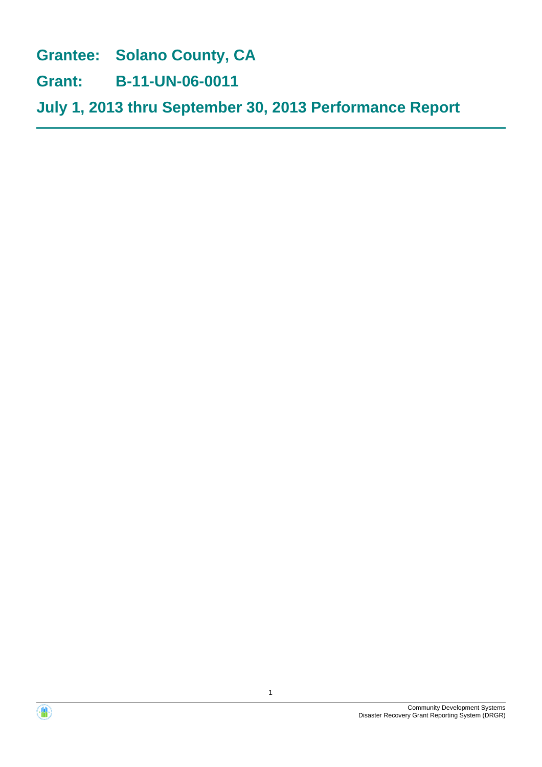# Grantee: Solano County, CA

# Grant: B-11-UN-06-0011

# July 1, 2013 thru September 30, 2013 Performance Report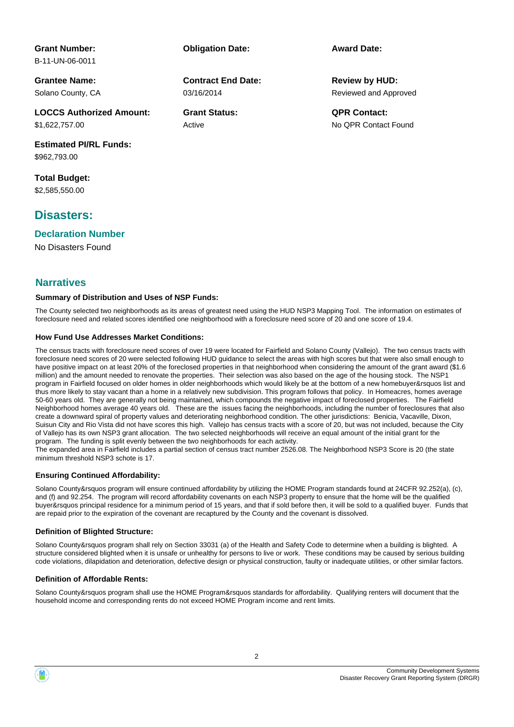**Grant Number:**
B-11-UN-06-0011

**Obligation Date:**

**Award Date:**

**Grantee Name:**
Solano County, CA

**Contract End Date:**
03/16/2014

**Review by HUD:**
Reviewed and Approved

**LOCCS Authorized Amount:**
$1,622,757.00

**Grant Status:**
Active

**QPR Contact:**
No QPR Contact Found

**Estimated PI/RL Funds:**
$962,793.00

**Total Budget:**
$2,585,550.00

## Disasters:

### Declaration Number

No Disasters Found

## Narratives

#### Summary of Distribution and Uses of NSP Funds:

The County selected two neighborhoods as its areas of greatest need using the HUD NSP3 Mapping Tool. The information on estimates of foreclosure need and related scores identified one neighborhood with a foreclosure need score of 20 and one score of 19.4.

#### How Fund Use Addresses Market Conditions:

The census tracts with foreclosure need scores of over 19 were located for Fairfield and Solano County (Vallejo). The two census tracts with foreclosure need scores of 20 were selected following HUD guidance to select the areas with high scores but that were also small enough to have positive impact on at least 20% of the foreclosed properties in that neighborhood when considering the amount of the grant award ($1.6 million) and the amount needed to renovate the properties. Their selection was also based on the age of the housing stock. The NSP1 program in Fairfield focused on older homes in older neighborhoods which would likely be at the bottom of a new homebuyer&rsquos list and thus more likely to stay vacant than a home in a relatively new subdivision. This program follows that policy. In Homeacres, homes average 50-60 years old. They are generally not being maintained, which compounds the negative impact of foreclosed properties. The Fairfield Neighborhood homes average 40 years old. These are the issues facing the neighborhoods, including the number of foreclosures that also create a downward spiral of property values and deteriorating neighborhood condition. The other jurisdictions: Benicia, Vacaville, Dixon, Suisun City and Rio Vista did not have scores this high. Vallejo has census tracts with a score of 20, but was not included, because the City of Vallejo has its own NSP3 grant allocation. The two selected neighborhoods will receive an equal amount of the initial grant for the program. The funding is split evenly between the two neighborhoods for each activity.
The expanded area in Fairfield includes a partial section of census tract number 2526.08. The Neighborhood NSP3 Score is 20 (the state minimum threshold NSP3 schote is 17.

#### Ensuring Continued Affordability:

Solano County&rsquos program will ensure continued affordability by utilizing the HOME Program standards found at 24CFR 92.252(a), (c), and (f) and 92.254. The program will record affordability covenants on each NSP3 property to ensure that the home will be the qualified buyer&rsquos principal residence for a minimum period of 15 years, and that if sold before then, it will be sold to a qualified buyer. Funds that are repaid prior to the expiration of the covenant are recaptured by the County and the covenant is dissolved.

#### Definition of Blighted Structure:

Solano County&rsquos program shall rely on Section 33031 (a) of the Health and Safety Code to determine when a building is blighted. A structure considered blighted when it is unsafe or unhealthy for persons to live or work. These conditions may be caused by serious building code violations, dilapidation and deterioration, defective design or physical construction, faulty or inadequate utilities, or other similar factors.

#### Definition of Affordable Rents:

Solano County&rsquos program shall use the HOME Program&rsquos standards for affordability. Qualifying renters will document that the household income and corresponding rents do not exceed HOME Program income and rent limits.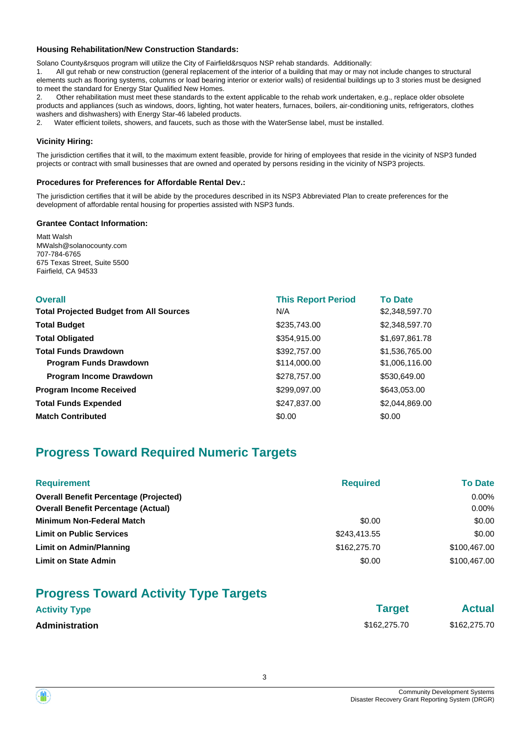### Housing Rehabilitation/New Construction Standards:

Solano County&rsquos program will utilize the City of Fairfield&rsquos NSP rehab standards. Additionally:

1. All gut rehab or new construction (general replacement of the interior of a building that may or may not include changes to structural elements such as flooring systems, columns or load bearing interior or exterior walls) of residential buildings up to 3 stories must be designed to meet the standard for Energy Star Qualified New Homes.
2. Other rehabilitation must meet these standards to the extent applicable to the rehab work undertaken, e.g., replace older obsolete products and appliances (such as windows, doors, lighting, hot water heaters, furnaces, boilers, air-conditioning units, refrigerators, clothes washers and dishwashers) with Energy Star-46 labeled products.
2. Water efficient toilets, showers, and faucets, such as those with the WaterSense label, must be installed.

### Vicinity Hiring:

The jurisdiction certifies that it will, to the maximum extent feasible, provide for hiring of employees that reside in the vicinity of NSP3 funded projects or contract with small businesses that are owned and operated by persons residing in the vicinity of NSP3 projects.

### Procedures for Preferences for Affordable Rental Dev.:

The jurisdiction certifies that it will be abide by the procedures described in its NSP3 Abbreviated Plan to create preferences for the development of affordable rental housing for properties assisted with NSP3 funds.

### Grantee Contact Information:

Matt Walsh
MWalsh@solanocounty.com
707-784-6765
675 Texas Street, Suite 5500
Fairfield, CA 94533

| Overall | This Report Period | To Date |
|---|---|---|
| **Total Projected Budget from All Sources** | N/A | $2,348,597.70 |
| **Total Budget** | $235,743.00 | $2,348,597.70 |
| **Total Obligated** | $354,915.00 | $1,697,861.78 |
| **Total Funds Drawdown** | $392,757.00 | $1,536,765.00 |
| **Program Funds Drawdown** | $114,000.00 | $1,006,116.00 |
| **Program Income Drawdown** | $278,757.00 | $530,649.00 |
| **Program Income Received** | $299,097.00 | $643,053.00 |
| **Total Funds Expended** | $247,837.00 | $2,044,869.00 |
| **Match Contributed** | $0.00 | $0.00 |

## Progress Toward Required Numeric Targets

| Requirement | Required | To Date |
|---|---|---|
| **Overall Benefit Percentage (Projected)** | | 0.00% |
| **Overall Benefit Percentage (Actual)** | | 0.00% |
| **Minimum Non-Federal Match** | $0.00 | $0.00 |
| **Limit on Public Services** | $243,413.55 | $0.00 |
| **Limit on Admin/Planning** | $162,275.70 | $100,467.00 |
| **Limit on State Admin** | $0.00 | $100,467.00 |

## Progress Toward Activity Type Targets

| Activity Type | Target | Actual |
|---|---|---|
| **Administration** | $162,275.70 | $162,275.70 |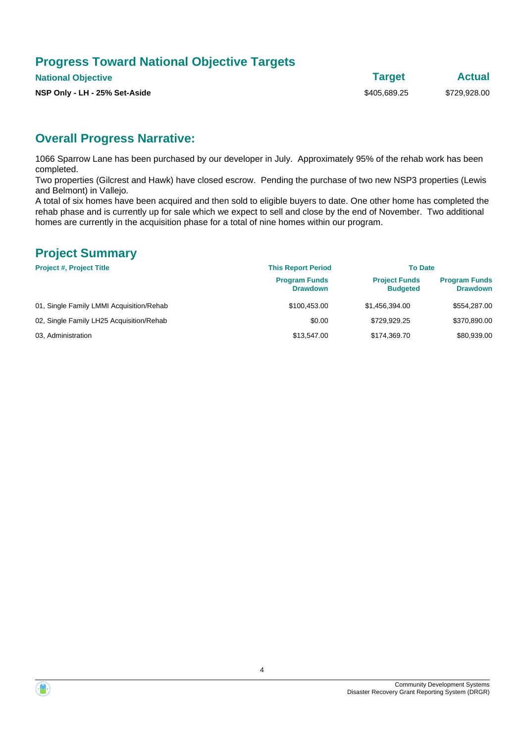## Progress Toward National Objective Targets

| National Objective | Target | Actual |
|---|---|---|
| **NSP Only - LH - 25% Set-Aside** | $405,689.25 | $729,928.00 |

## Overall Progress Narrative:

1066 Sparrow Lane has been purchased by our developer in July. Approximately 95% of the rehab work has been completed.
Two properties (Gilcrest and Hawk) have closed escrow. Pending the purchase of two new NSP3 properties (Lewis and Belmont) in Vallejo.
A total of six homes have been acquired and then sold to eligible buyers to date. One other home has completed the rehab phase and is currently up for sale which we expect to sell and close by the end of November. Two additional homes are currently in the acquisition phase for a total of nine homes within our program.

## Project Summary

| Project #, Project Title | This Report Period | To Date | |
|---|---|---|---|
| | Program Funds Drawdown | Project Funds Budgeted | Program Funds Drawdown |
| 01, Single Family LMMI Acquisition/Rehab | $100,453.00 | $1,456,394.00 | $554,287.00 |
| 02, Single Family LH25 Acquisition/Rehab | $0.00 | $729,929.25 | $370,890.00 |
| 03, Administration | $13,547.00 | $174,369.70 | $80,939.00 |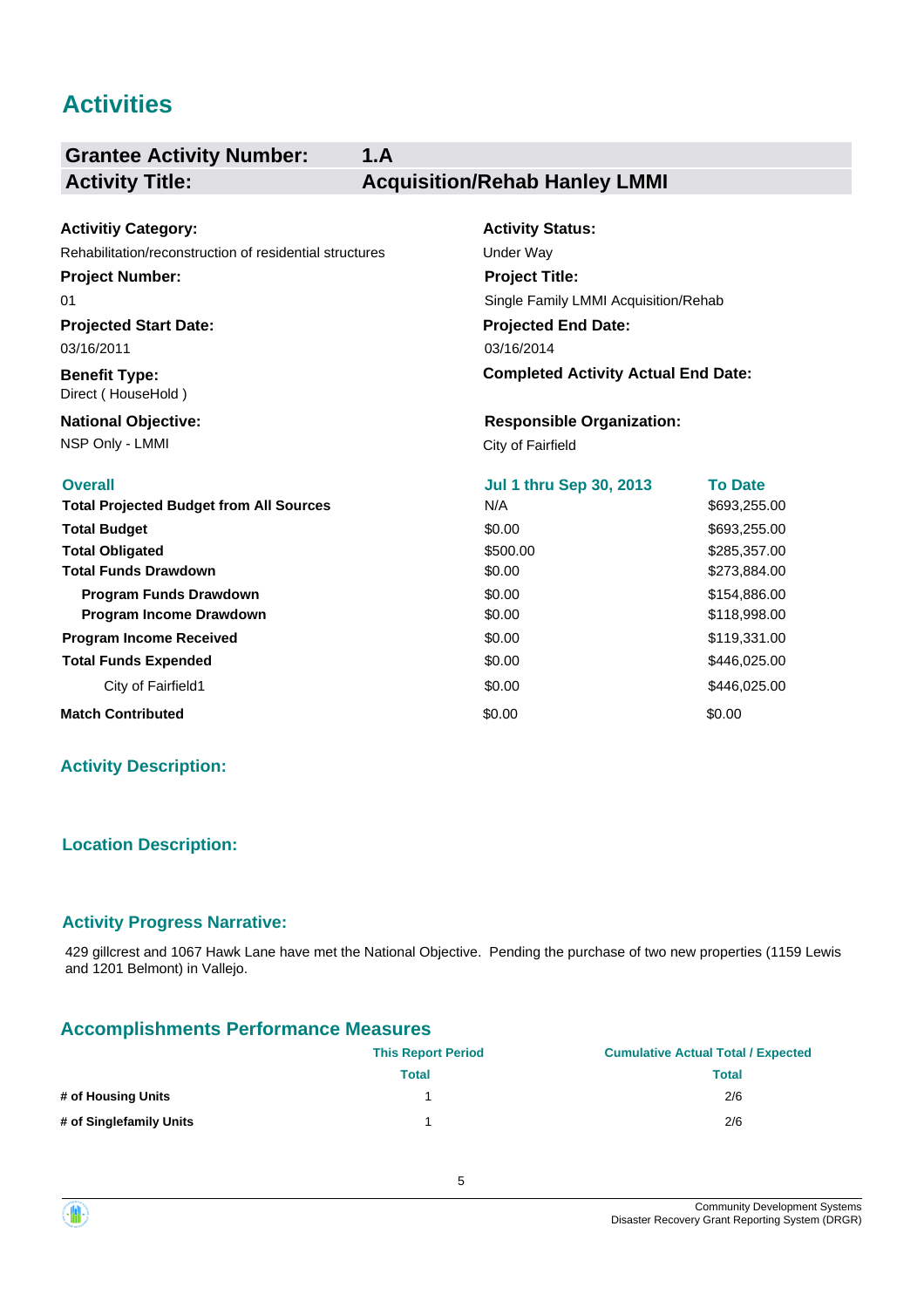# Activities

| **Grantee Activity Number:** | **1.A** |
|---|---|
| **Activity Title:** | **Acquisition/Rehab Hanley LMMI** |

**Activitiy Category:**
Rehabilitation/reconstruction of residential structures

**Activity Status:**
Under Way

**Project Number:**
01

**Project Title:**
Single Family LMMI Acquisition/Rehab

**Projected Start Date:**
03/16/2011

**Projected End Date:**
03/16/2014

**Benefit Type:**
Direct ( HouseHold )

**Completed Activity Actual End Date:**

**National Objective:**
NSP Only - LMMI

**Responsible Organization:**
City of Fairfield

| Overall | Jul 1 thru Sep 30, 2013 | To Date |
|---|---|---|
| **Total Projected Budget from All Sources** | N/A | $693,255.00 |
| **Total Budget** | $0.00 | $693,255.00 |
| **Total Obligated** | $500.00 | $285,357.00 |
| **Total Funds Drawdown** | $0.00 | $273,884.00 |
| **Program Funds Drawdown** | $0.00 | $154,886.00 |
| **Program Income Drawdown** | $0.00 | $118,998.00 |
| **Program Income Received** | $0.00 | $119,331.00 |
| **Total Funds Expended** | $0.00 | $446,025.00 |
| City of Fairfield1 | $0.00 | $446,025.00 |
| **Match Contributed** | $0.00 | $0.00 |

## Activity Description:

## Location Description:

## Activity Progress Narrative:

429 gillcrest and 1067 Hawk Lane have met the National Objective. Pending the purchase of two new properties (1159 Lewis and 1201 Belmont) in Vallejo.

## Accomplishments Performance Measures

| | This Report Period | Cumulative Actual Total / Expected |
|---|---|---|
| | Total | Total |
| **# of Housing Units** | 1 | 2/6 |
| **# of Singlefamily Units** | 1 | 2/6 |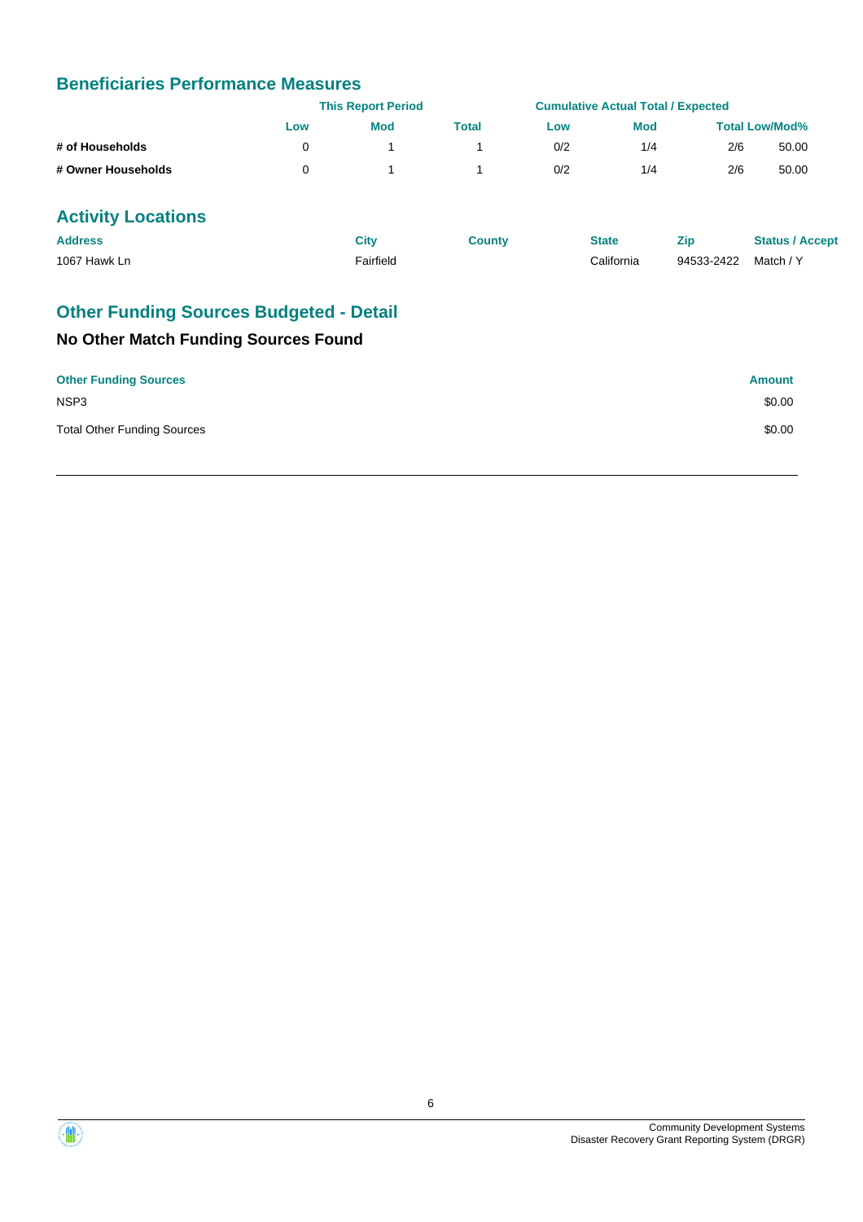## Beneficiaries Performance Measures

| | This Report Period | | | Cumulative Actual Total / Expected | | | |
|---|---|---|---|---|---|---|---|
| | Low | Mod | Total | Low | Mod | Total | Low/Mod% |
| # of Households | 0 | 1 | 1 | 0/2 | 1/4 | 2/6 | 50.00 |
| # Owner Households | 0 | 1 | 1 | 0/2 | 1/4 | 2/6 | 50.00 |

## Activity Locations

| Address | City | County | State | Zip | Status / Accept |
|---|---|---|---|---|---|
| 1067 Hawk Ln | Fairfield | | California | 94533-2422 | Match / Y |

## Other Funding Sources Budgeted - Detail

### No Other Match Funding Sources Found

| Other Funding Sources | Amount |
|---|---|
| NSP3 | $0.00 |
| Total Other Funding Sources | $0.00 |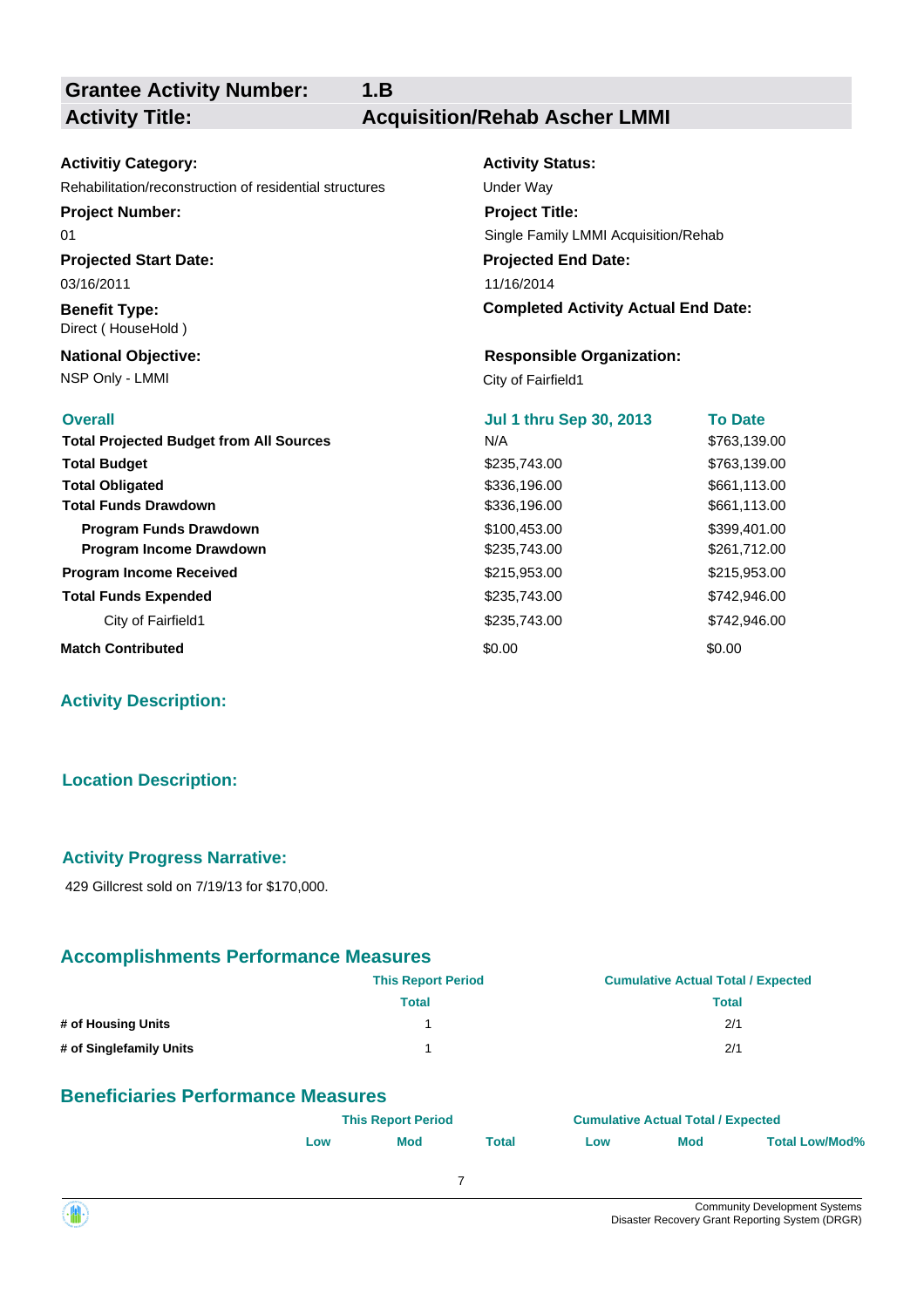| **Grantee Activity Number:** | **1.B** |
|---|---|
| **Activity Title:** | **Acquisition/Rehab Ascher LMMI** |

**Activitiy Category:**
Rehabilitation/reconstruction of residential structures

**Activity Status:**
Under Way

**Project Number:**
01

**Project Title:**
Single Family LMMI Acquisition/Rehab

**Projected Start Date:**
03/16/2011

**Projected End Date:**
11/16/2014

**Benefit Type:**
Direct ( HouseHold )

**Completed Activity Actual End Date:**

**National Objective:**
NSP Only - LMMI

**Responsible Organization:**
City of Fairfield1

| Overall | Jul 1 thru Sep 30, 2013 | To Date |
|---|---|---|
| **Total Projected Budget from All Sources** | N/A | $763,139.00 |
| **Total Budget** | $235,743.00 | $763,139.00 |
| **Total Obligated** | $336,196.00 | $661,113.00 |
| **Total Funds Drawdown** | $336,196.00 | $661,113.00 |
| **Program Funds Drawdown** | $100,453.00 | $399,401.00 |
| **Program Income Drawdown** | $235,743.00 | $261,712.00 |
| **Program Income Received** | $215,953.00 | $215,953.00 |
| **Total Funds Expended** | $235,743.00 | $742,946.00 |
| City of Fairfield1 | $235,743.00 | $742,946.00 |
| **Match Contributed** | $0.00 | $0.00 |

## Activity Description:

## Location Description:

## Activity Progress Narrative:

429 Gillcrest sold on 7/19/13 for $170,000.

## Accomplishments Performance Measures

| | This Report Period | Cumulative Actual Total / Expected |
|---|---|---|
| | Total | Total |
| **# of Housing Units** | 1 | 2/1 |
| **# of Singlefamily Units** | 1 | 2/1 |

## Beneficiaries Performance Measures

| | This Report Period | | | Cumulative Actual Total / Expected | | |
|---|---|---|---|---|---|---|
| | Low | Mod | Total | Low | Mod | Total Low/Mod% |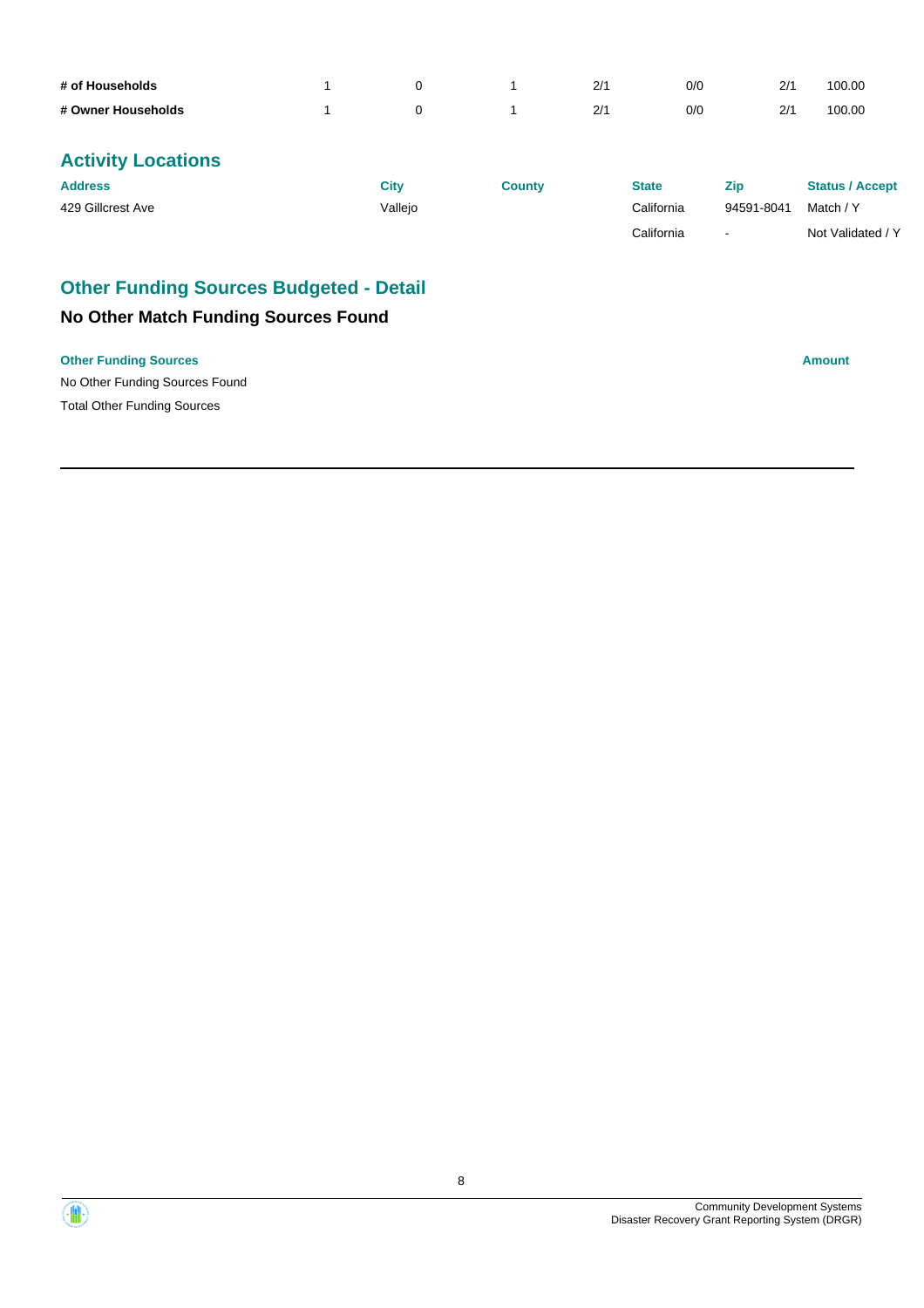| | | | | | | | |
|---|---|---|---|---|---|---|---|
| **# of Households** | 1 | 0 | 1 | 2/1 | 0/0 | 2/1 | 100.00 |
| **# Owner Households** | 1 | 0 | 1 | 2/1 | 0/0 | 2/1 | 100.00 |

## Activity Locations

| Address | City | County | State | Zip | Status / Accept |
|---|---|---|---|---|---|
| 429 Gillcrest Ave | Vallejo | | California | 94591-8041 | Match / Y |
| | | | California | - | Not Validated / Y |

## Other Funding Sources Budgeted - Detail

### No Other Match Funding Sources Found

| Other Funding Sources | Amount |
|---|---|
| No Other Funding Sources Found | |
| Total Other Funding Sources | |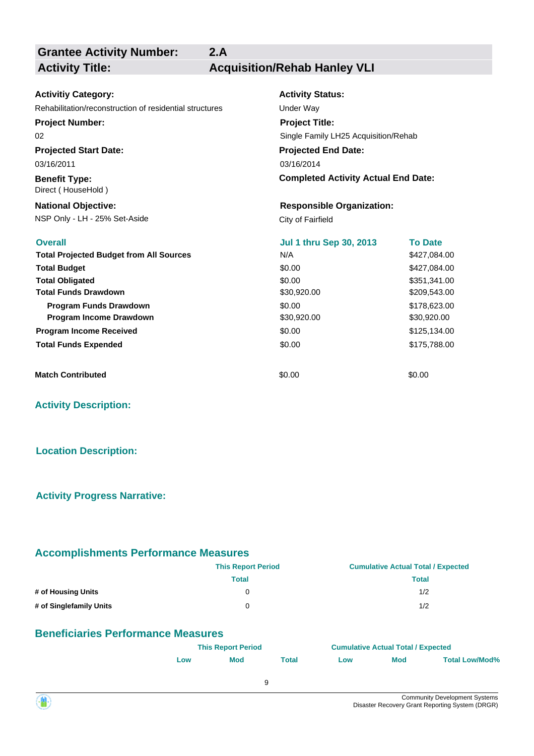| **Grantee Activity Number:** | **2.A** |
|---|---|
| **Activity Title:** | **Acquisition/Rehab Hanley VLI** |

**Activitiy Category:**
Rehabilitation/reconstruction of residential structures

**Activity Status:**
Under Way

**Project Number:**
02

**Project Title:**
Single Family LH25 Acquisition/Rehab

**Projected Start Date:**
03/16/2011

**Projected End Date:**
03/16/2014

**Benefit Type:**
Direct ( HouseHold )

**Completed Activity Actual End Date:**

**National Objective:**
NSP Only - LH - 25% Set-Aside

**Responsible Organization:**
City of Fairfield

| **Overall** | **Jul 1 thru Sep 30, 2013** | **To Date** |
|---|---|---|
| **Total Projected Budget from All Sources** | N/A | $427,084.00 |
| **Total Budget** | $0.00 | $427,084.00 |
| **Total Obligated** | $0.00 | $351,341.00 |
| **Total Funds Drawdown** | $30,920.00 | $209,543.00 |
| **Program Funds Drawdown** | $0.00 | $178,623.00 |
| **Program Income Drawdown** | $30,920.00 | $30,920.00 |
| **Program Income Received** | $0.00 | $125,134.00 |
| **Total Funds Expended** | $0.00 | $175,788.00 |
| **Match Contributed** | $0.00 | $0.00 |

## Activity Description:

## Location Description:

## Activity Progress Narrative:

## Accomplishments Performance Measures

| | This Report Period | Cumulative Actual Total / Expected |
|---|---|---|
| | Total | Total |
| **# of Housing Units** | 0 | 1/2 |
| **# of Singlefamily Units** | 0 | 1/2 |

## Beneficiaries Performance Measures

| | This Report Period | | | Cumulative Actual Total / Expected | | |
|---|---|---|---|---|---|---|
| | Low | Mod | Total | Low | Mod | Total Low/Mod% |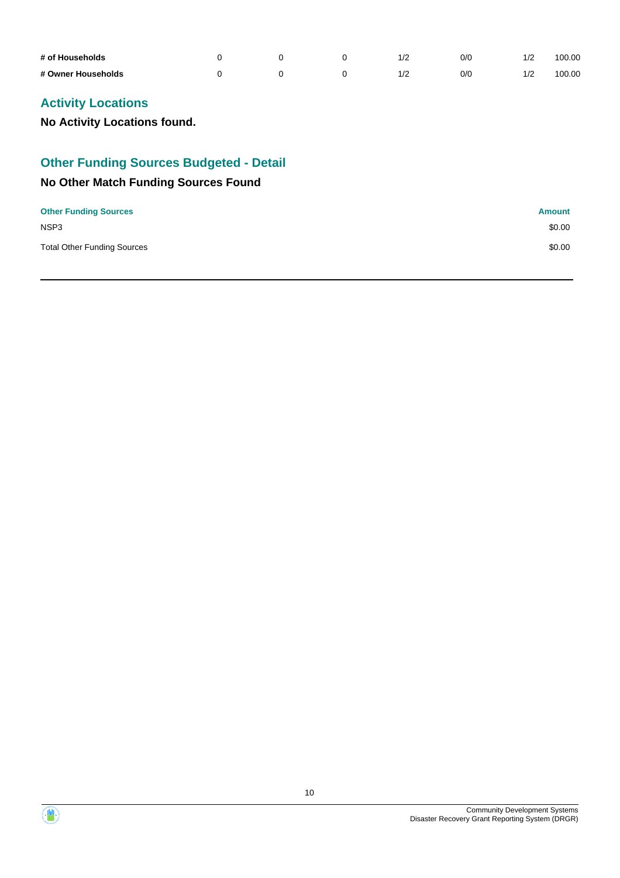| | | | | | | | |
|---|---|---|---|---|---|---|---|
| **# of Households** | 0 | 0 | 0 | 1/2 | 0/0 | 1/2 | 100.00 |
| **# Owner Households** | 0 | 0 | 0 | 1/2 | 0/0 | 1/2 | 100.00 |

## Activity Locations

**No Activity Locations found.**

## Other Funding Sources Budgeted - Detail

### No Other Match Funding Sources Found

| Other Funding Sources | Amount |
|---|---|
| NSP3 | $0.00 |
| Total Other Funding Sources | $0.00 |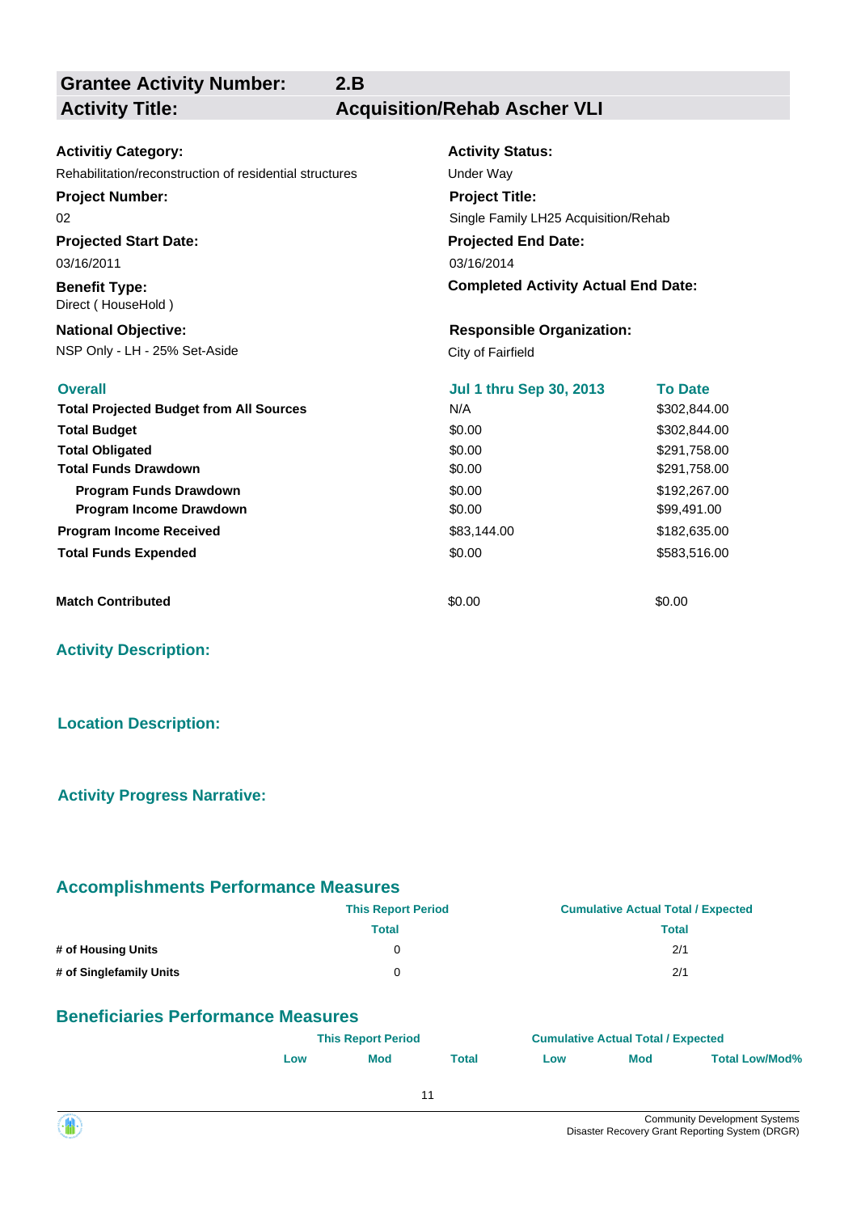| **Grantee Activity Number:** | **2.B** |
|---|---|
| **Activity Title:** | **Acquisition/Rehab Ascher VLI** |

**Activitiy Category:**
Rehabilitation/reconstruction of residential structures

**Activity Status:**
Under Way

**Project Number:**
02

**Project Title:**
Single Family LH25 Acquisition/Rehab

**Projected Start Date:**
03/16/2011

**Projected End Date:**
03/16/2014

**Benefit Type:**
Direct ( HouseHold )

**Completed Activity Actual End Date:**

**National Objective:**
NSP Only - LH - 25% Set-Aside

**Responsible Organization:**
City of Fairfield

| **Overall** | **Jul 1 thru Sep 30, 2013** | **To Date** |
|---|---|---|
| **Total Projected Budget from All Sources** | N/A | $302,844.00 |
| **Total Budget** | $0.00 | $302,844.00 |
| **Total Obligated** | $0.00 | $291,758.00 |
| **Total Funds Drawdown** | $0.00 | $291,758.00 |
| **Program Funds Drawdown** | $0.00 | $192,267.00 |
| **Program Income Drawdown** | $0.00 | $99,491.00 |
| **Program Income Received** | $83,144.00 | $182,635.00 |
| **Total Funds Expended** | $0.00 | $583,516.00 |
| **Match Contributed** | $0.00 | $0.00 |

## Activity Description:

## Location Description:

## Activity Progress Narrative:

## Accomplishments Performance Measures

| | This Report Period | Cumulative Actual Total / Expected |
|---|---|---|
| | Total | Total |
| **# of Housing Units** | 0 | 2/1 |
| **# of Singlefamily Units** | 0 | 2/1 |

## Beneficiaries Performance Measures

| | This Report Period | | | Cumulative Actual Total / Expected | | |
|---|---|---|---|---|---|---|
| | Low | Mod | Total | Low | Mod | Total Low/Mod% |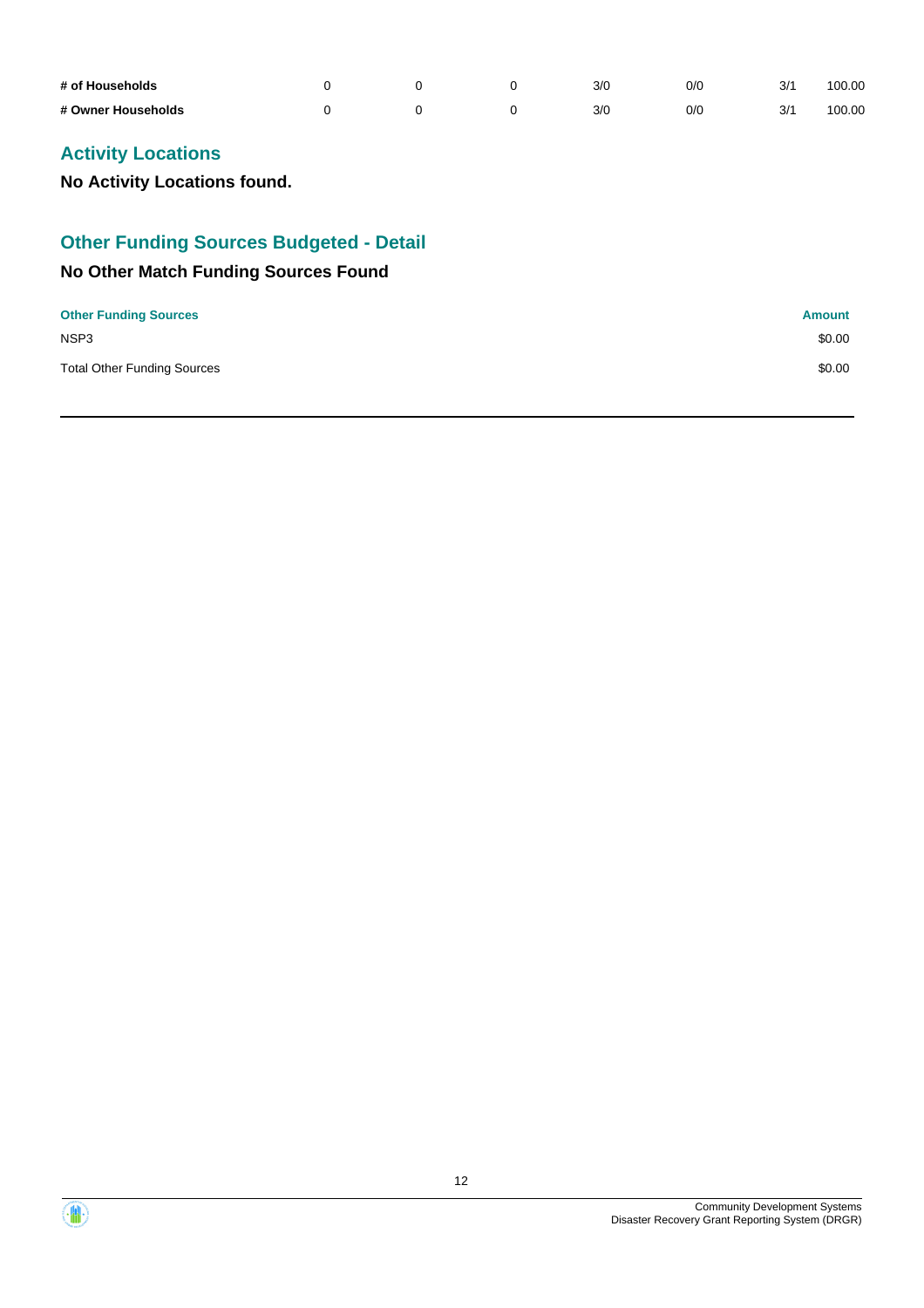| | | | | | | | |
|---|---|---|---|---|---|---|---|
| **# of Households** | 0 | 0 | 0 | 3/0 | 0/0 | 3/1 | 100.00 |
| **# Owner Households** | 0 | 0 | 0 | 3/0 | 0/0 | 3/1 | 100.00 |

## Activity Locations

**No Activity Locations found.**

## Other Funding Sources Budgeted - Detail

### No Other Match Funding Sources Found

| Other Funding Sources | Amount |
|---|---|
| NSP3 | $0.00 |
| Total Other Funding Sources | $0.00 |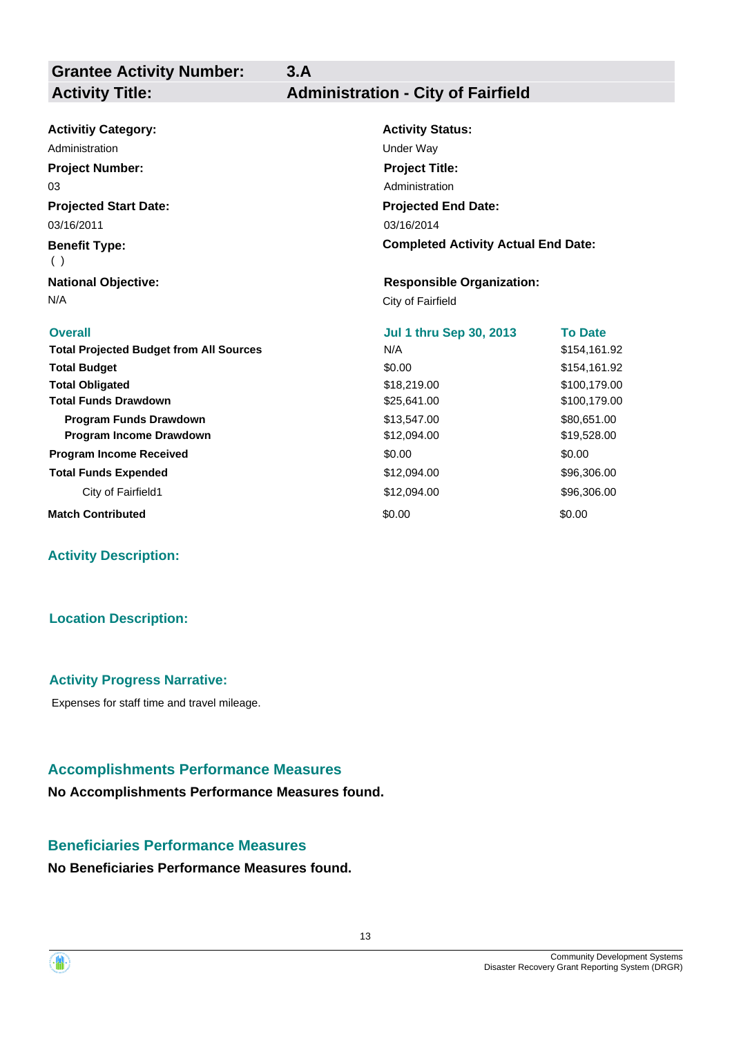| | |
|---|---|
| **Grantee Activity Number:** | **3.A** |
| **Activity Title:** | **Administration - City of Fairfield** |

**Activitiy Category:**
Administration

**Activity Status:**
Under Way

**Project Number:**
03

**Project Title:**
Administration

**Projected Start Date:**
03/16/2011

**Projected End Date:**
03/16/2014

**Benefit Type:**
( )

**Completed Activity Actual End Date:**

**National Objective:**
N/A

**Responsible Organization:**
City of Fairfield

| Overall | Jul 1 thru Sep 30, 2013 | To Date |
|---|---|---|
| **Total Projected Budget from All Sources** | N/A | $154,161.92 |
| **Total Budget** | $0.00 | $154,161.92 |
| **Total Obligated** | $18,219.00 | $100,179.00 |
| **Total Funds Drawdown** | $25,641.00 | $100,179.00 |
| **Program Funds Drawdown** | $13,547.00 | $80,651.00 |
| **Program Income Drawdown** | $12,094.00 | $19,528.00 |
| **Program Income Received** | $0.00 | $0.00 |
| **Total Funds Expended** | $12,094.00 | $96,306.00 |
| City of Fairfield1 | $12,094.00 | $96,306.00 |
| **Match Contributed** | $0.00 | $0.00 |

## Activity Description:

## Location Description:

## Activity Progress Narrative:

Expenses for staff time and travel mileage.

## Accomplishments Performance Measures

**No Accomplishments Performance Measures found.**

## Beneficiaries Performance Measures

**No Beneficiaries Performance Measures found.**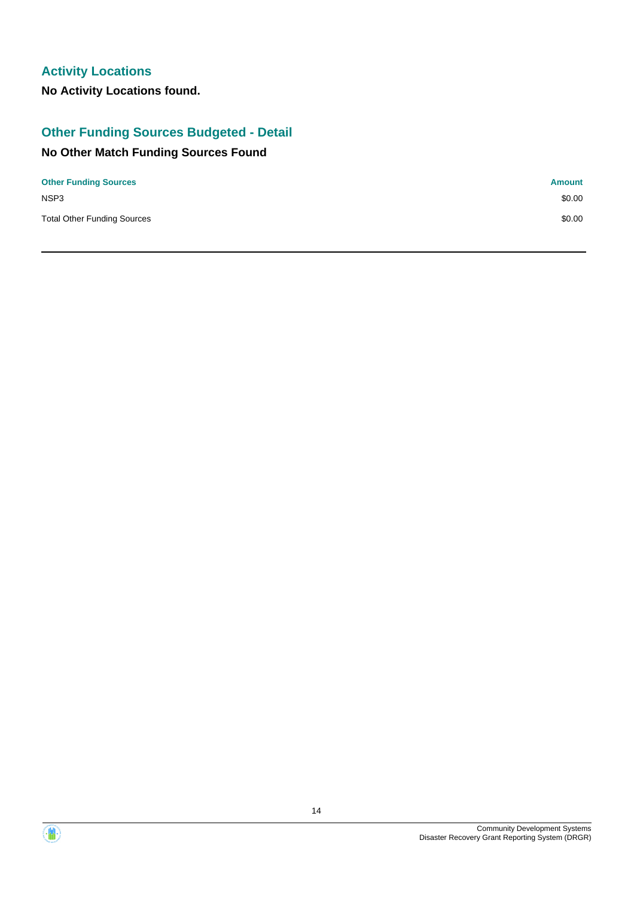## Activity Locations

**No Activity Locations found.**

## Other Funding Sources Budgeted - Detail

### No Other Match Funding Sources Found

| Other Funding Sources | Amount |
|---|---|
| NSP3 | $0.00 |
| Total Other Funding Sources | $0.00 |